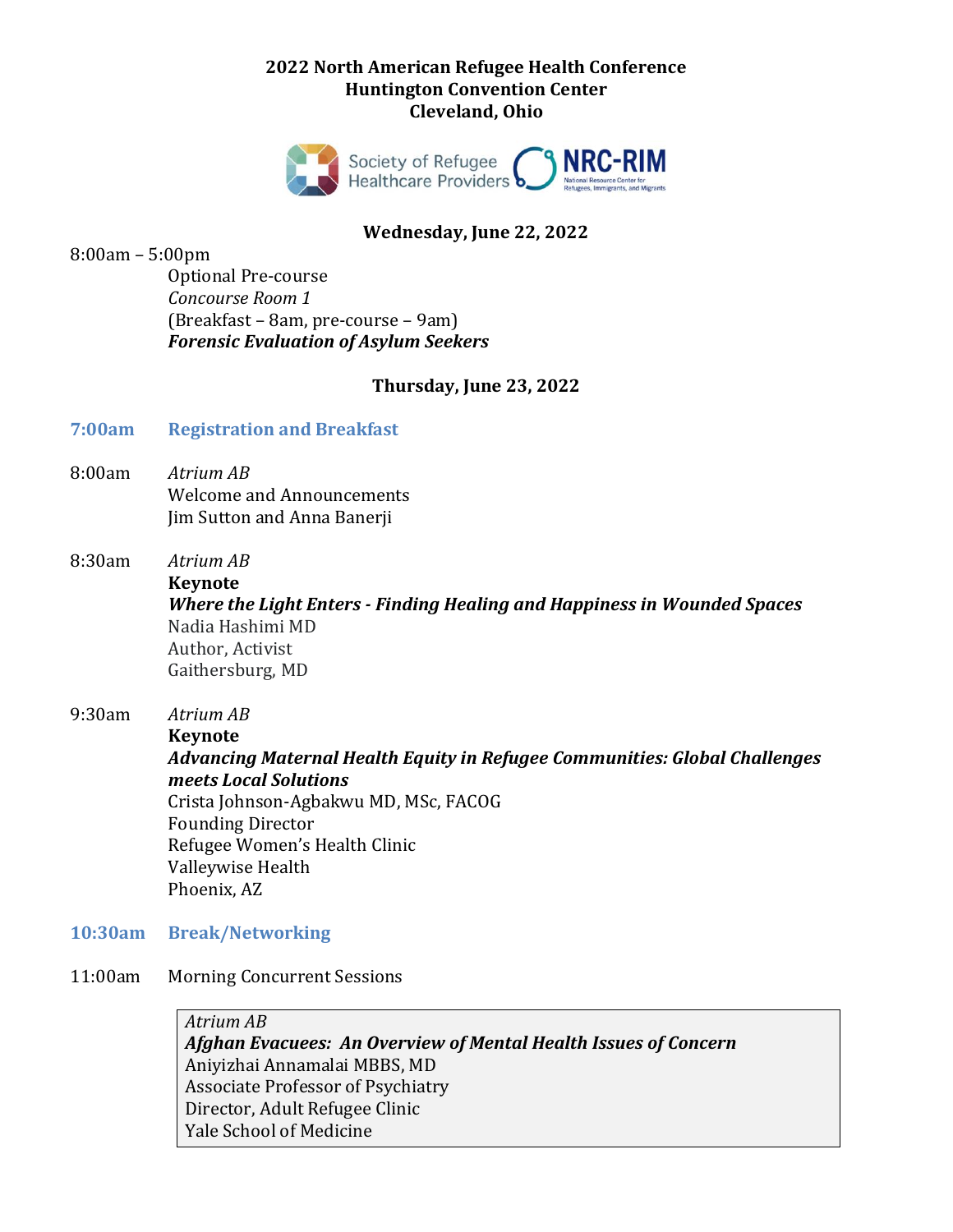# 2022 North American Refugee Health Conference
## Huntington Convention Center
## Cleveland, Ohio

Society of Refugee Healthcare Providers | NRC-RIM National Resource Center for Refugees, Immigrants, and Migrants

### Wednesday, June 22, 2022

8:00am – 5:00pm
Optional Pre-course
*Concourse Room 1*
(Breakfast – 8am, pre-course – 9am)
***Forensic Evaluation of Asylum Seekers***

### Thursday, June 23, 2022

**7:00am Registration and Breakfast**

8:00am
*Atrium AB*
Welcome and Announcements
Jim Sutton and Anna Banerji

8:30am
*Atrium AB*
**Keynote**
***Where the Light Enters - Finding Healing and Happiness in Wounded Spaces***
Nadia Hashimi MD
Author, Activist
Gaithersburg, MD

9:30am
*Atrium AB*
**Keynote**
***Advancing Maternal Health Equity in Refugee Communities: Global Challenges meets Local Solutions***
Crista Johnson-Agbakwu MD, MSc, FACOG
Founding Director
Refugee Women's Health Clinic
Valleywise Health
Phoenix, AZ

**10:30am Break/Networking**

11:00am Morning Concurrent Sessions

*Atrium AB*
***Afghan Evacuees: An Overview of Mental Health Issues of Concern***
Aniyizhai Annamalai MBBS, MD
Associate Professor of Psychiatry
Director, Adult Refugee Clinic
Yale School of Medicine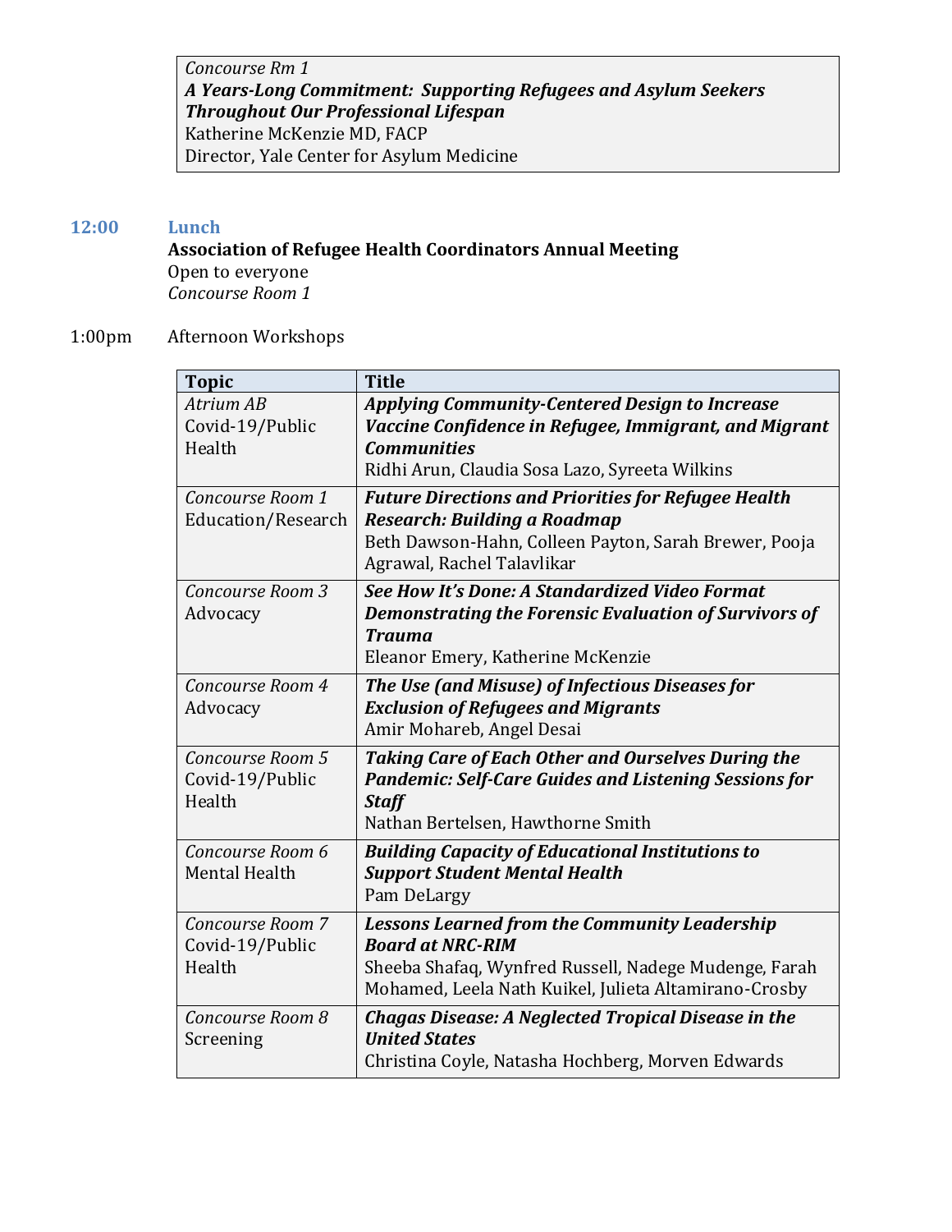| *Concourse Rm 1* |
|---|
| ***A Years-Long Commitment: Supporting Refugees and Asylum Seekers Throughout Our Professional Lifespan*** |
| Katherine McKenzie MD, FACP |
| Director, Yale Center for Asylum Medicine |

**12:00 Lunch**

**Association of Refugee Health Coordinators Annual Meeting**
Open to everyone
*Concourse Room 1*

1:00pm Afternoon Workshops

| Topic | Title |
|---|---|
| *Atrium AB* Covid-19/Public Health | ***Applying Community-Centered Design to Increase Vaccine Confidence in Refugee, Immigrant, and Migrant Communities*** Ridhi Arun, Claudia Sosa Lazo, Syreeta Wilkins |
| *Concourse Room 1* Education/Research | ***Future Directions and Priorities for Refugee Health Research: Building a Roadmap*** Beth Dawson-Hahn, Colleen Payton, Sarah Brewer, Pooja Agrawal, Rachel Talavlikar |
| *Concourse Room 3* Advocacy | ***See How It's Done: A Standardized Video Format Demonstrating the Forensic Evaluation of Survivors of Trauma*** Eleanor Emery, Katherine McKenzie |
| *Concourse Room 4* Advocacy | ***The Use (and Misuse) of Infectious Diseases for Exclusion of Refugees and Migrants*** Amir Mohareb, Angel Desai |
| *Concourse Room 5* Covid-19/Public Health | ***Taking Care of Each Other and Ourselves During the Pandemic: Self-Care Guides and Listening Sessions for Staff*** Nathan Bertelsen, Hawthorne Smith |
| *Concourse Room 6* Mental Health | ***Building Capacity of Educational Institutions to Support Student Mental Health*** Pam DeLargy |
| *Concourse Room 7* Covid-19/Public Health | ***Lessons Learned from the Community Leadership Board at NRC-RIM*** Sheeba Shafaq, Wynfred Russell, Nadege Mudenge, Farah Mohamed, Leela Nath Kuikel, Julieta Altamirano-Crosby |
| *Concourse Room 8* Screening | ***Chagas Disease: A Neglected Tropical Disease in the United States*** Christina Coyle, Natasha Hochberg, Morven Edwards |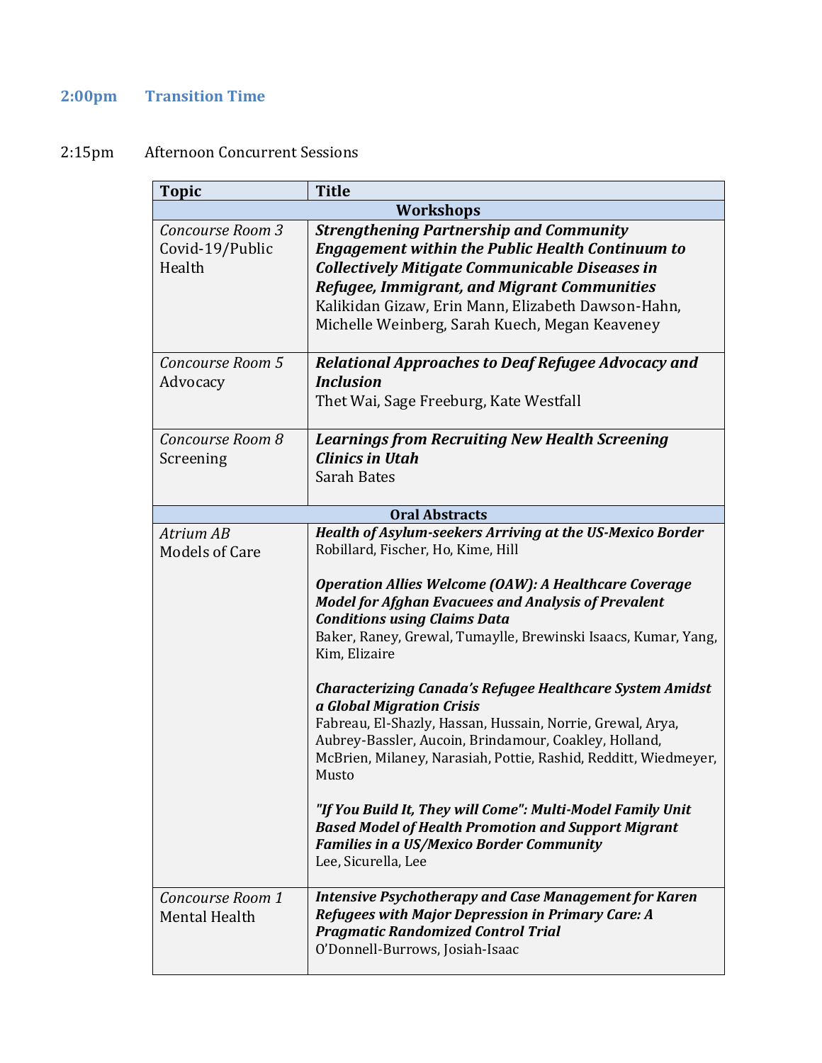**2:00pm Transition Time**

2:15pm Afternoon Concurrent Sessions

| Topic | Title |
|---|---|
| **Workshops** | |
| *Concourse Room 3* Covid-19/Public Health | ***Strengthening Partnership and Community Engagement within the Public Health Continuum to Collectively Mitigate Communicable Diseases in Refugee, Immigrant, and Migrant Communities*** Kalikidan Gizaw, Erin Mann, Elizabeth Dawson-Hahn, Michelle Weinberg, Sarah Kuech, Megan Keaveney |
| *Concourse Room 5* Advocacy | ***Relational Approaches to Deaf Refugee Advocacy and Inclusion*** Thet Wai, Sage Freeburg, Kate Westfall |
| *Concourse Room 8* Screening | ***Learnings from Recruiting New Health Screening Clinics in Utah*** Sarah Bates |
| **Oral Abstracts** | |
| *Atrium AB* Models of Care | ***Health of Asylum-seekers Arriving at the US-Mexico Border*** Robillard, Fischer, Ho, Kime, Hill<br><br>***Operation Allies Welcome (OAW): A Healthcare Coverage Model for Afghan Evacuees and Analysis of Prevalent Conditions using Claims Data*** Baker, Raney, Grewal, Tumaylle, Brewinski Isaacs, Kumar, Yang, Kim, Elizaire<br><br>***Characterizing Canada's Refugee Healthcare System Amidst a Global Migration Crisis*** Fabreau, El-Shazly, Hassan, Hussain, Norrie, Grewal, Arya, Aubrey-Bassler, Aucoin, Brindamour, Coakley, Holland, McBrien, Milaney, Narasiah, Pottie, Rashid, Redditt, Wiedmeyer, Musto<br><br>***"If You Build It, They will Come": Multi-Model Family Unit Based Model of Health Promotion and Support Migrant Families in a US/Mexico Border Community*** Lee, Sicurella, Lee |
| *Concourse Room 1* Mental Health | ***Intensive Psychotherapy and Case Management for Karen Refugees with Major Depression in Primary Care: A Pragmatic Randomized Control Trial*** O'Donnell-Burrows, Josiah-Isaac |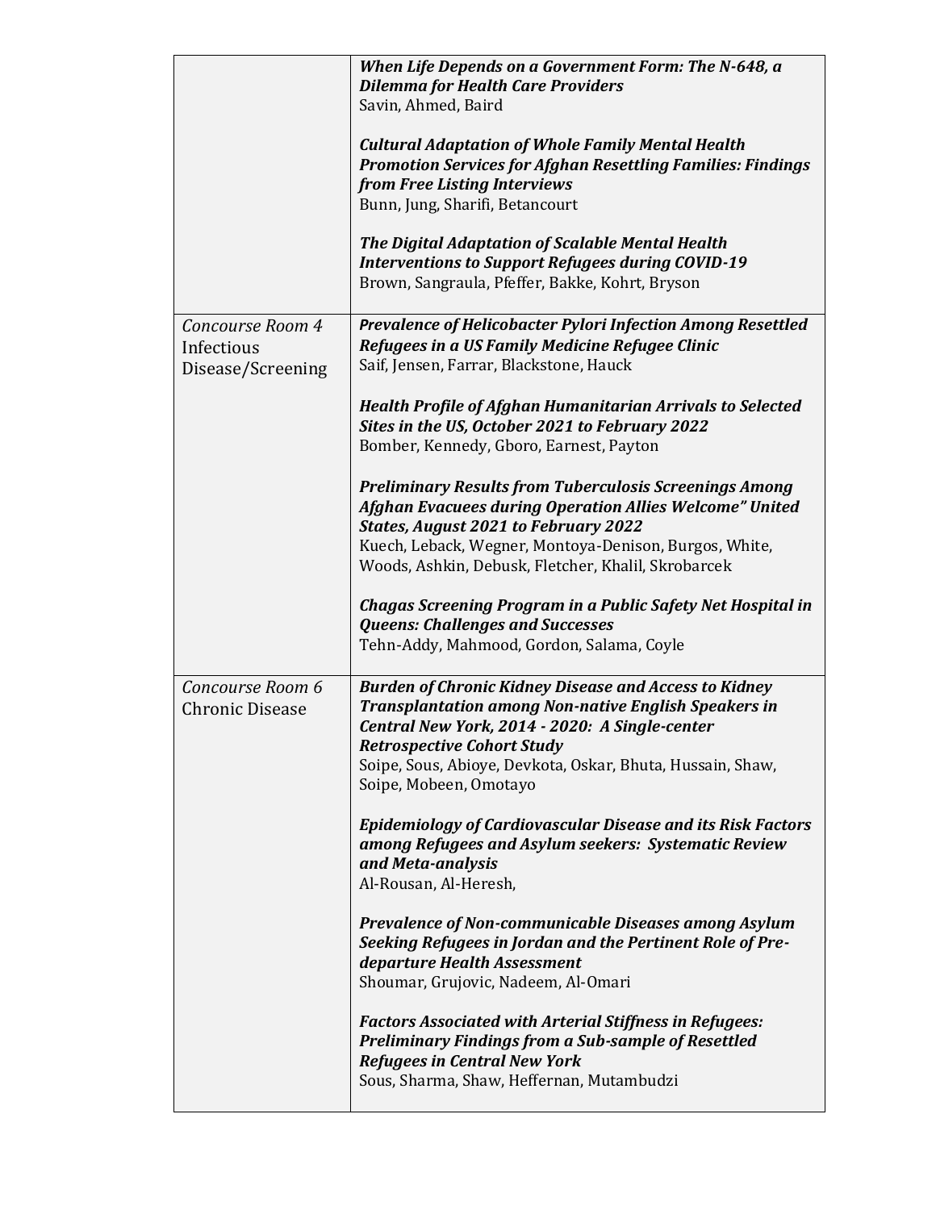| | |
|---|---|
| | ***When Life Depends on a Government Form: The N-648, a Dilemma for Health Care Providers***<br>Savin, Ahmed, Baird<br><br>***Cultural Adaptation of Whole Family Mental Health Promotion Services for Afghan Resettling Families: Findings from Free Listing Interviews***<br>Bunn, Jung, Sharifi, Betancourt<br><br>***The Digital Adaptation of Scalable Mental Health Interventions to Support Refugees during COVID-19***<br>Brown, Sangraula, Pfeffer, Bakke, Kohrt, Bryson |
| *Concourse Room 4*<br>Infectious Disease/Screening | ***Prevalence of Helicobacter Pylori Infection Among Resettled Refugees in a US Family Medicine Refugee Clinic***<br>Saif, Jensen, Farrar, Blackstone, Hauck<br><br>***Health Profile of Afghan Humanitarian Arrivals to Selected Sites in the US, October 2021 to February 2022***<br>Bomber, Kennedy, Gboro, Earnest, Payton<br><br>***Preliminary Results from Tuberculosis Screenings Among Afghan Evacuees during Operation Allies Welcome" United States, August 2021 to February 2022***<br>Kuech, Leback, Wegner, Montoya-Denison, Burgos, White, Woods, Ashkin, Debusk, Fletcher, Khalil, Skrobarcek<br><br>***Chagas Screening Program in a Public Safety Net Hospital in Queens: Challenges and Successes***<br>Tehn-Addy, Mahmood, Gordon, Salama, Coyle |
| *Concourse Room 6*<br>Chronic Disease | ***Burden of Chronic Kidney Disease and Access to Kidney Transplantation among Non-native English Speakers in Central New York, 2014 - 2020: A Single-center Retrospective Cohort Study***<br>Soipe, Sous, Abioye, Devkota, Oskar, Bhuta, Hussain, Shaw, Soipe, Mobeen, Omotayo<br><br>***Epidemiology of Cardiovascular Disease and its Risk Factors among Refugees and Asylum seekers: Systematic Review and Meta-analysis***<br>Al-Rousan, Al-Heresh,<br><br>***Prevalence of Non-communicable Diseases among Asylum Seeking Refugees in Jordan and the Pertinent Role of Pre-departure Health Assessment***<br>Shoumar, Grujovic, Nadeem, Al-Omari<br><br>***Factors Associated with Arterial Stiffness in Refugees: Preliminary Findings from a Sub-sample of Resettled Refugees in Central New York***<br>Sous, Sharma, Shaw, Heffernan, Mutambudzi |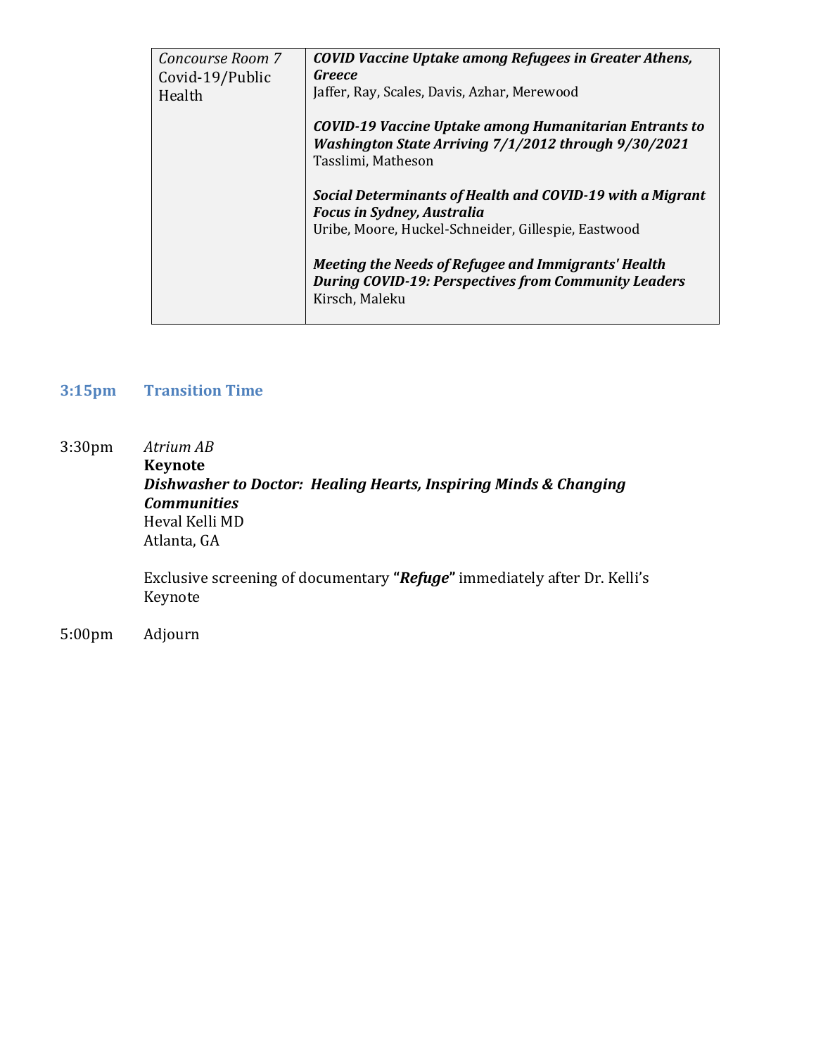| *Concourse Room 7* Covid-19/Public Health | ***COVID Vaccine Uptake among Refugees in Greater Athens, Greece*** Jaffer, Ray, Scales, Davis, Azhar, Merewood<br><br>***COVID-19 Vaccine Uptake among Humanitarian Entrants to Washington State Arriving 7/1/2012 through 9/30/2021*** Tasslimi, Matheson<br><br>***Social Determinants of Health and COVID-19 with a Migrant Focus in Sydney, Australia*** Uribe, Moore, Huckel-Schneider, Gillespie, Eastwood<br><br>***Meeting the Needs of Refugee and Immigrants' Health During COVID-19: Perspectives from Community Leaders*** Kirsch, Maleku |
|---|---|

**3:15pm Transition Time**

3:30pm *Atrium AB*
**Keynote**
***Dishwasher to Doctor: Healing Hearts, Inspiring Minds & Changing Communities***
Heval Kelli MD
Atlanta, GA

Exclusive screening of documentary **"*Refuge*"** immediately after Dr. Kelli's Keynote

5:00pm Adjourn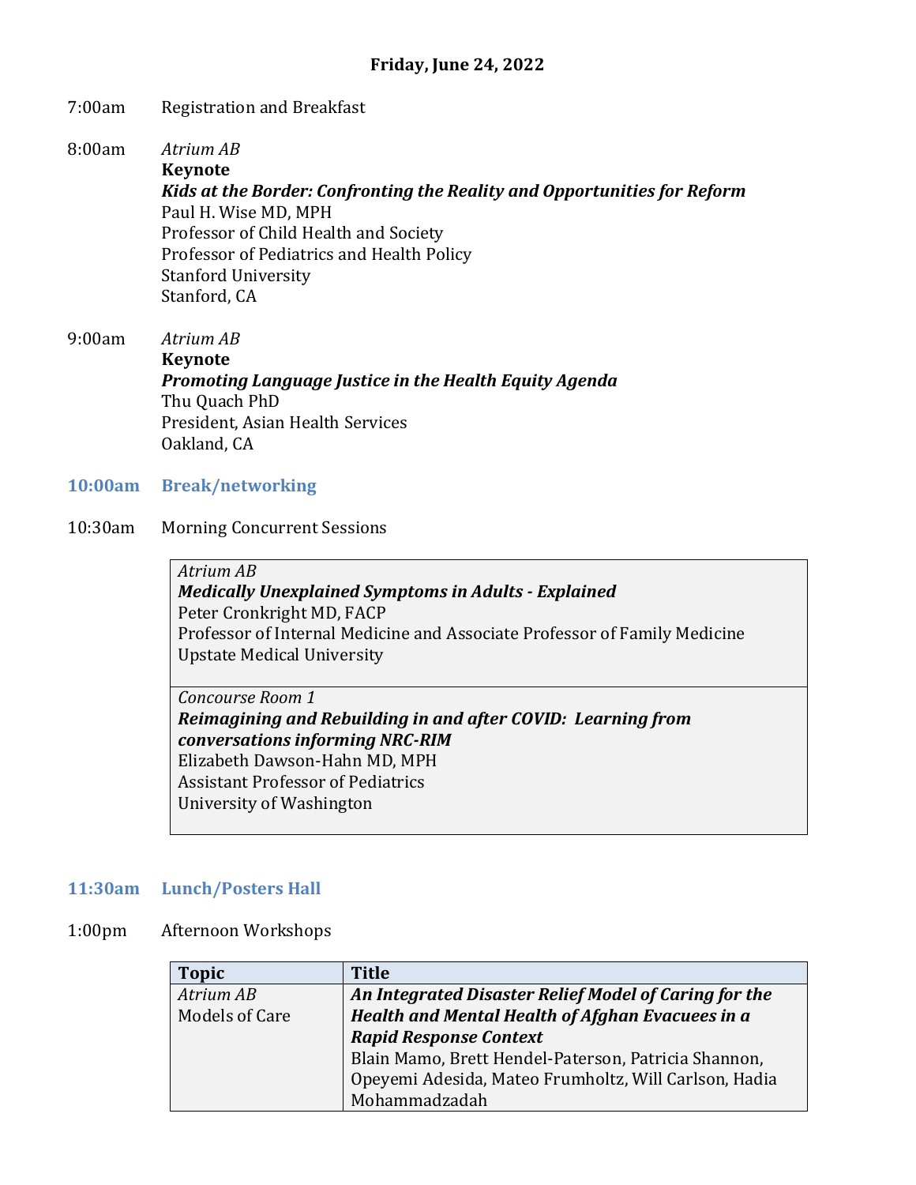**Friday, June 24, 2022**

7:00am Registration and Breakfast

8:00am *Atrium AB*
**Keynote**
***Kids at the Border: Confronting the Reality and Opportunities for Reform***
Paul H. Wise MD, MPH
Professor of Child Health and Society
Professor of Pediatrics and Health Policy
Stanford University
Stanford, CA

9:00am *Atrium AB*
**Keynote**
***Promoting Language Justice in the Health Equity Agenda***
Thu Quach PhD
President, Asian Health Services
Oakland, CA

**10:00am Break/networking**

10:30am Morning Concurrent Sessions

| |
|---|
| *Atrium AB*<br>***Medically Unexplained Symptoms in Adults - Explained***<br>Peter Cronkright MD, FACP<br>Professor of Internal Medicine and Associate Professor of Family Medicine<br>Upstate Medical University |
| *Concourse Room 1*<br>***Reimagining and Rebuilding in and after COVID: Learning from conversations informing NRC-RIM***<br>Elizabeth Dawson-Hahn MD, MPH<br>Assistant Professor of Pediatrics<br>University of Washington |

**11:30am Lunch/Posters Hall**

1:00pm Afternoon Workshops

| Topic | Title |
|---|---|
| *Atrium AB*<br>Models of Care | ***An Integrated Disaster Relief Model of Caring for the Health and Mental Health of Afghan Evacuees in a Rapid Response Context***<br>Blain Mamo, Brett Hendel-Paterson, Patricia Shannon, Opeyemi Adesida, Mateo Frumholtz, Will Carlson, Hadia Mohammadzadah |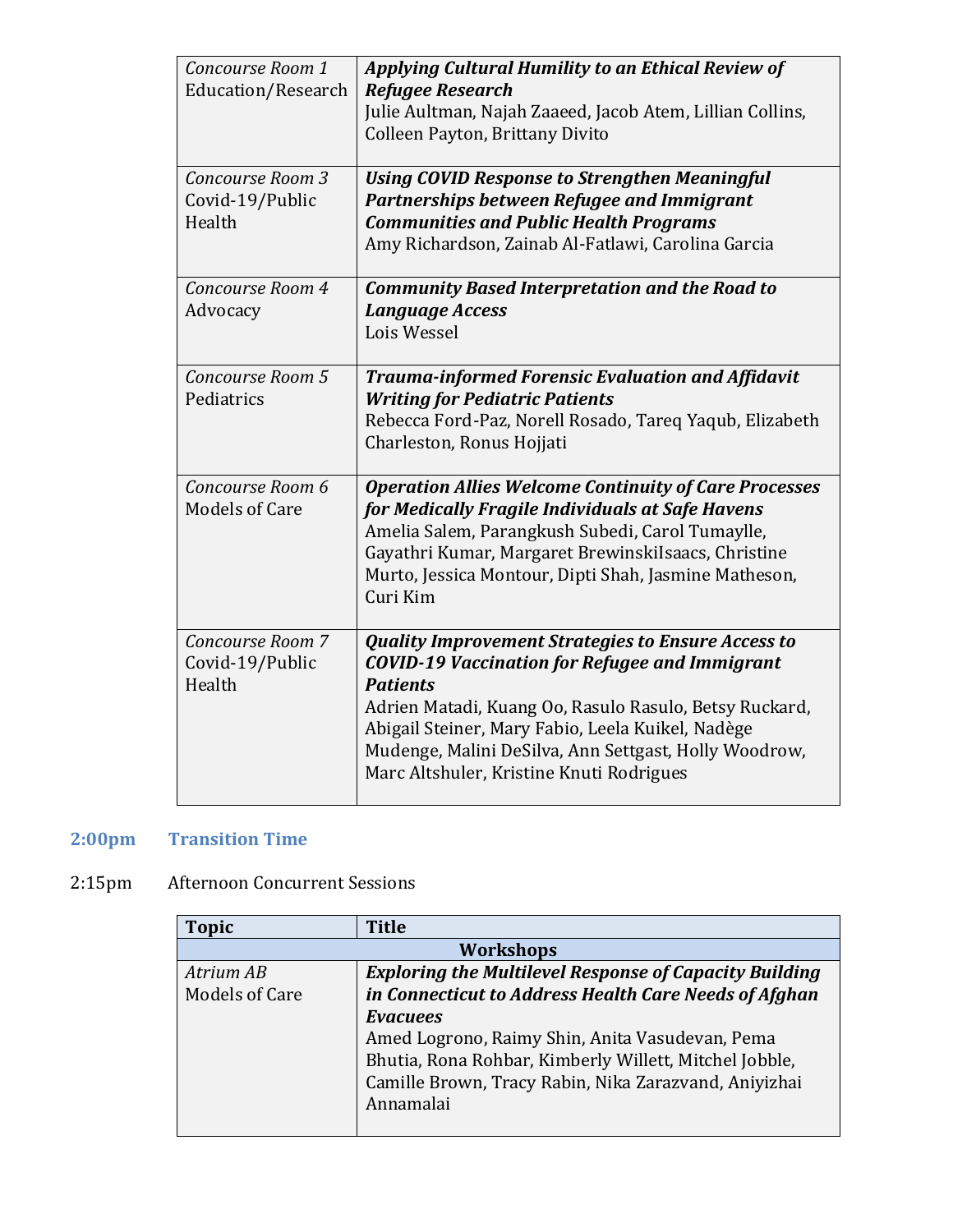| | |
|---|---|
| *Concourse Room 1* Education/Research | ***Applying Cultural Humility to an Ethical Review of Refugee Research*** Julie Aultman, Najah Zaaeed, Jacob Atem, Lillian Collins, Colleen Payton, Brittany Divito |
| *Concourse Room 3* Covid-19/Public Health | ***Using COVID Response to Strengthen Meaningful Partnerships between Refugee and Immigrant Communities and Public Health Programs*** Amy Richardson, Zainab Al-Fatlawi, Carolina Garcia |
| *Concourse Room 4* Advocacy | ***Community Based Interpretation and the Road to Language Access*** Lois Wessel |
| *Concourse Room 5* Pediatrics | ***Trauma-informed Forensic Evaluation and Affidavit Writing for Pediatric Patients*** Rebecca Ford-Paz, Norell Rosado, Tareq Yaqub, Elizabeth Charleston, Ronus Hojjati |
| *Concourse Room 6* Models of Care | ***Operation Allies Welcome Continuity of Care Processes for Medically Fragile Individuals at Safe Havens*** Amelia Salem, Parangkush Subedi, Carol Tumaylle, Gayathri Kumar, Margaret BrewinskiIsaacs, Christine Murto, Jessica Montour, Dipti Shah, Jasmine Matheson, Curi Kim |
| *Concourse Room 7* Covid-19/Public Health | ***Quality Improvement Strategies to Ensure Access to COVID-19 Vaccination for Refugee and Immigrant Patients*** Adrien Matadi, Kuang Oo, Rasulo Rasulo, Betsy Ruckard, Abigail Steiner, Mary Fabio, Leela Kuikel, Nadège Mudenge, Malini DeSilva, Ann Settgast, Holly Woodrow, Marc Altshuler, Kristine Knuti Rodrigues |

**2:00pm Transition Time**

2:15pm Afternoon Concurrent Sessions

| Topic | Title |
|---|---|
| **Workshops** | |
| *Atrium AB* Models of Care | ***Exploring the Multilevel Response of Capacity Building in Connecticut to Address Health Care Needs of Afghan Evacuees*** Amed Logrono, Raimy Shin, Anita Vasudevan, Pema Bhutia, Rona Rohbar, Kimberly Willett, Mitchel Jobble, Camille Brown, Tracy Rabin, Nika Zarazvand, Aniyizhai Annamalai |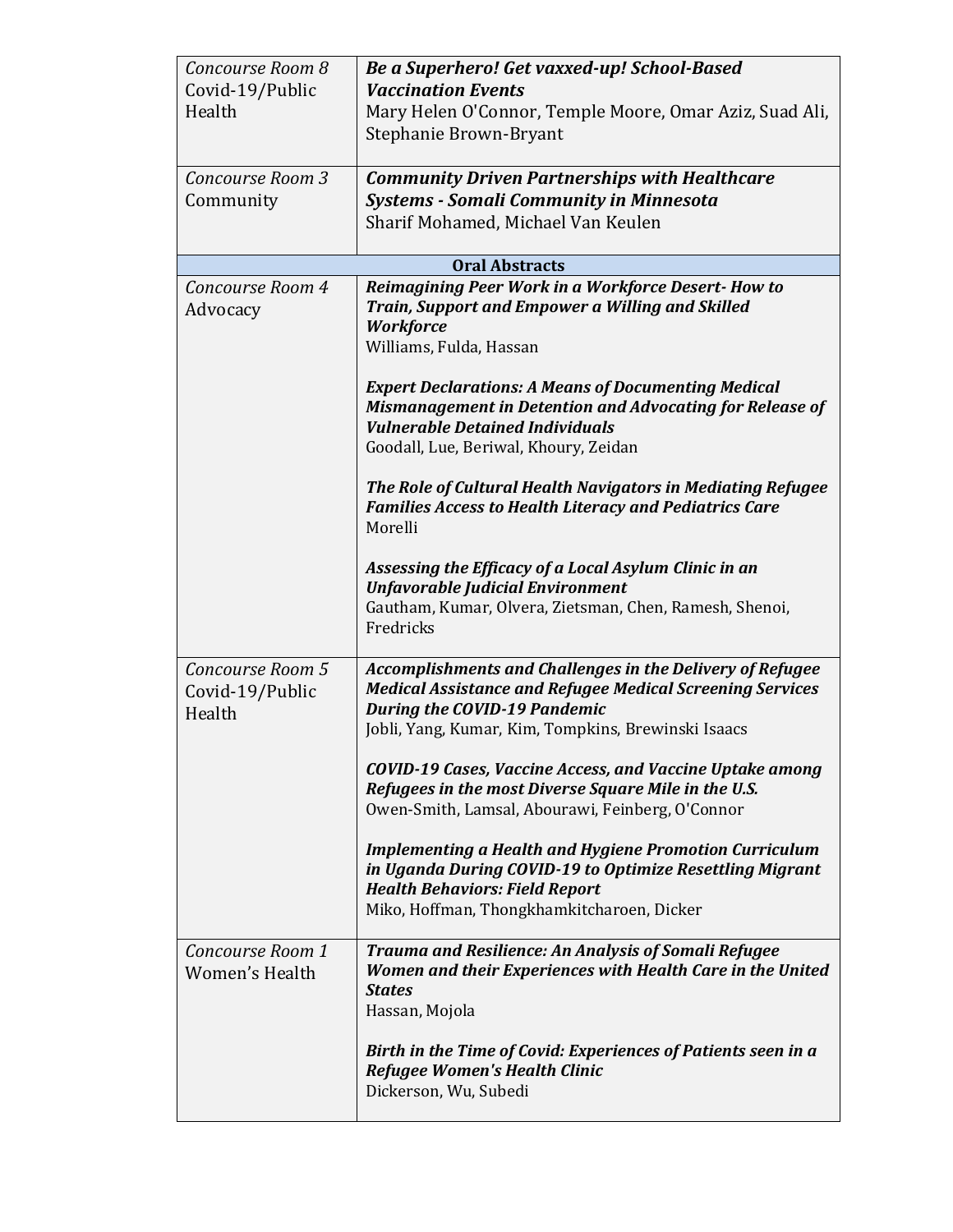| | |
|---|---|
| *Concourse Room 8* Covid-19/Public Health | ***Be a Superhero! Get vaxxed-up! School-Based Vaccination Events*** Mary Helen O'Connor, Temple Moore, Omar Aziz, Suad Ali, Stephanie Brown-Bryant |
| *Concourse Room 3* Community | ***Community Driven Partnerships with Healthcare Systems - Somali Community in Minnesota*** Sharif Mohamed, Michael Van Keulen |
| **Oral Abstracts** | |
| *Concourse Room 4* Advocacy | ***Reimagining Peer Work in a Workforce Desert- How to Train, Support and Empower a Willing and Skilled Workforce*** Williams, Fulda, Hassan<br><br>***Expert Declarations: A Means of Documenting Medical Mismanagement in Detention and Advocating for Release of Vulnerable Detained Individuals*** Goodall, Lue, Beriwal, Khoury, Zeidan<br><br>***The Role of Cultural Health Navigators in Mediating Refugee Families Access to Health Literacy and Pediatrics Care*** Morelli<br><br>***Assessing the Efficacy of a Local Asylum Clinic in an Unfavorable Judicial Environment*** Gautham, Kumar, Olvera, Zietsman, Chen, Ramesh, Shenoi, Fredricks |
| *Concourse Room 5* Covid-19/Public Health | ***Accomplishments and Challenges in the Delivery of Refugee Medical Assistance and Refugee Medical Screening Services During the COVID-19 Pandemic*** Jobli, Yang, Kumar, Kim, Tompkins, Brewinski Isaacs<br><br>***COVID-19 Cases, Vaccine Access, and Vaccine Uptake among Refugees in the most Diverse Square Mile in the U.S.*** Owen-Smith, Lamsal, Abourawi, Feinberg, O'Connor<br><br>***Implementing a Health and Hygiene Promotion Curriculum in Uganda During COVID-19 to Optimize Resettling Migrant Health Behaviors: Field Report*** Miko, Hoffman, Thongkhamkitcharoen, Dicker |
| *Concourse Room 1* Women's Health | ***Trauma and Resilience: An Analysis of Somali Refugee Women and their Experiences with Health Care in the United States*** Hassan, Mojola<br><br>***Birth in the Time of Covid: Experiences of Patients seen in a Refugee Women's Health Clinic*** Dickerson, Wu, Subedi |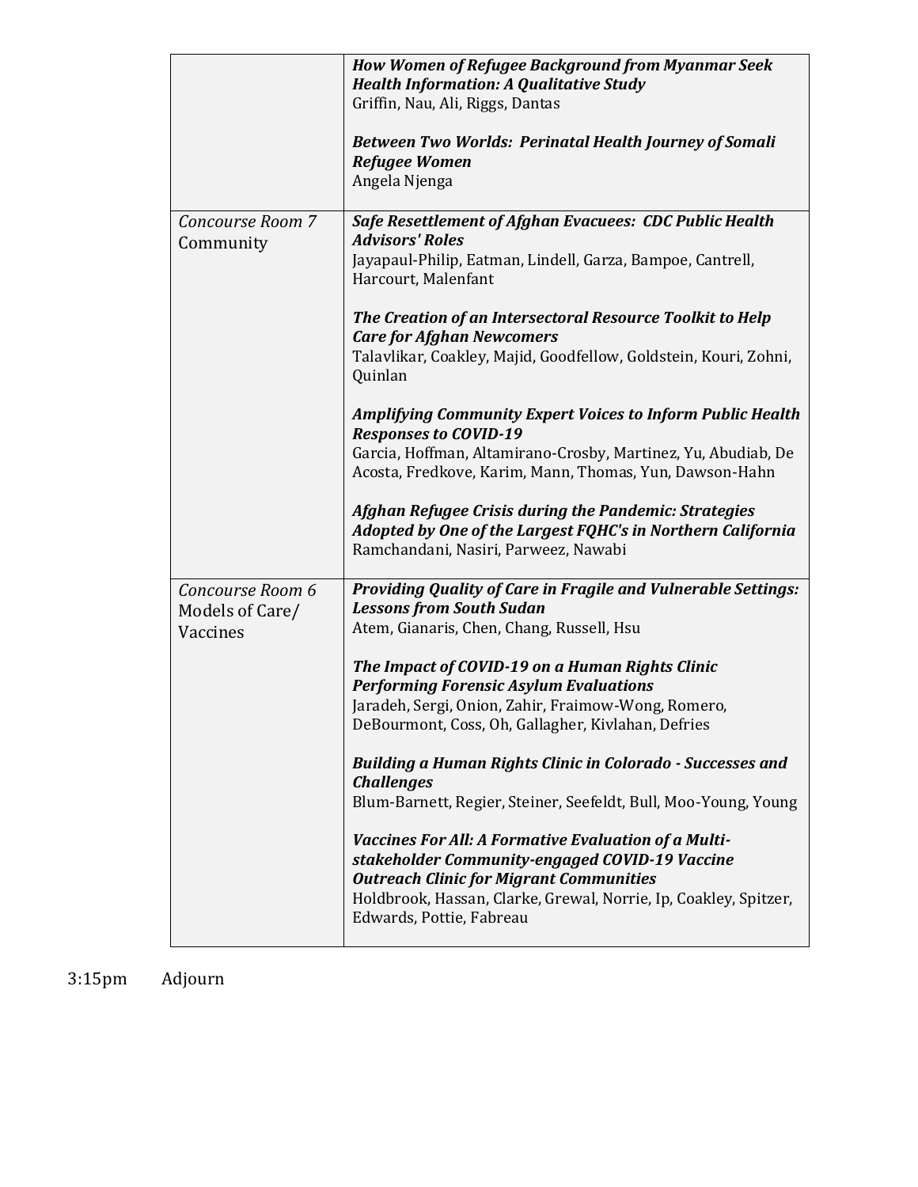| | |
|---|---|
| | ***How Women of Refugee Background from Myanmar Seek Health Information: A Qualitative Study***<br>Griffin, Nau, Ali, Riggs, Dantas<br><br>***Between Two Worlds: Perinatal Health Journey of Somali Refugee Women***<br>Angela Njenga |
| *Concourse Room 7*<br>Community | ***Safe Resettlement of Afghan Evacuees: CDC Public Health Advisors' Roles***<br>Jayapaul-Philip, Eatman, Lindell, Garza, Bampoe, Cantrell, Harcourt, Malenfant<br><br>***The Creation of an Intersectoral Resource Toolkit to Help Care for Afghan Newcomers***<br>Talavlikar, Coakley, Majid, Goodfellow, Goldstein, Kouri, Zohni, Quinlan<br><br>***Amplifying Community Expert Voices to Inform Public Health Responses to COVID-19***<br>Garcia, Hoffman, Altamirano-Crosby, Martinez, Yu, Abudiab, De Acosta, Fredkove, Karim, Mann, Thomas, Yun, Dawson-Hahn<br><br>***Afghan Refugee Crisis during the Pandemic: Strategies Adopted by One of the Largest FQHC's in Northern California***<br>Ramchandani, Nasiri, Parweez, Nawabi |
| *Concourse Room 6*<br>Models of Care/ Vaccines | ***Providing Quality of Care in Fragile and Vulnerable Settings: Lessons from South Sudan***<br>Atem, Gianaris, Chen, Chang, Russell, Hsu<br><br>***The Impact of COVID-19 on a Human Rights Clinic Performing Forensic Asylum Evaluations***<br>Jaradeh, Sergi, Onion, Zahir, Fraimow-Wong, Romero, DeBourmont, Coss, Oh, Gallagher, Kivlahan, Defries<br><br>***Building a Human Rights Clinic in Colorado - Successes and Challenges***<br>Blum-Barnett, Regier, Steiner, Seefeldt, Bull, Moo-Young, Young<br><br>***Vaccines For All: A Formative Evaluation of a Multi-stakeholder Community-engaged COVID-19 Vaccine Outreach Clinic for Migrant Communities***<br>Holdbrook, Hassan, Clarke, Grewal, Norrie, Ip, Coakley, Spitzer, Edwards, Pottie, Fabreau |

3:15pm Adjourn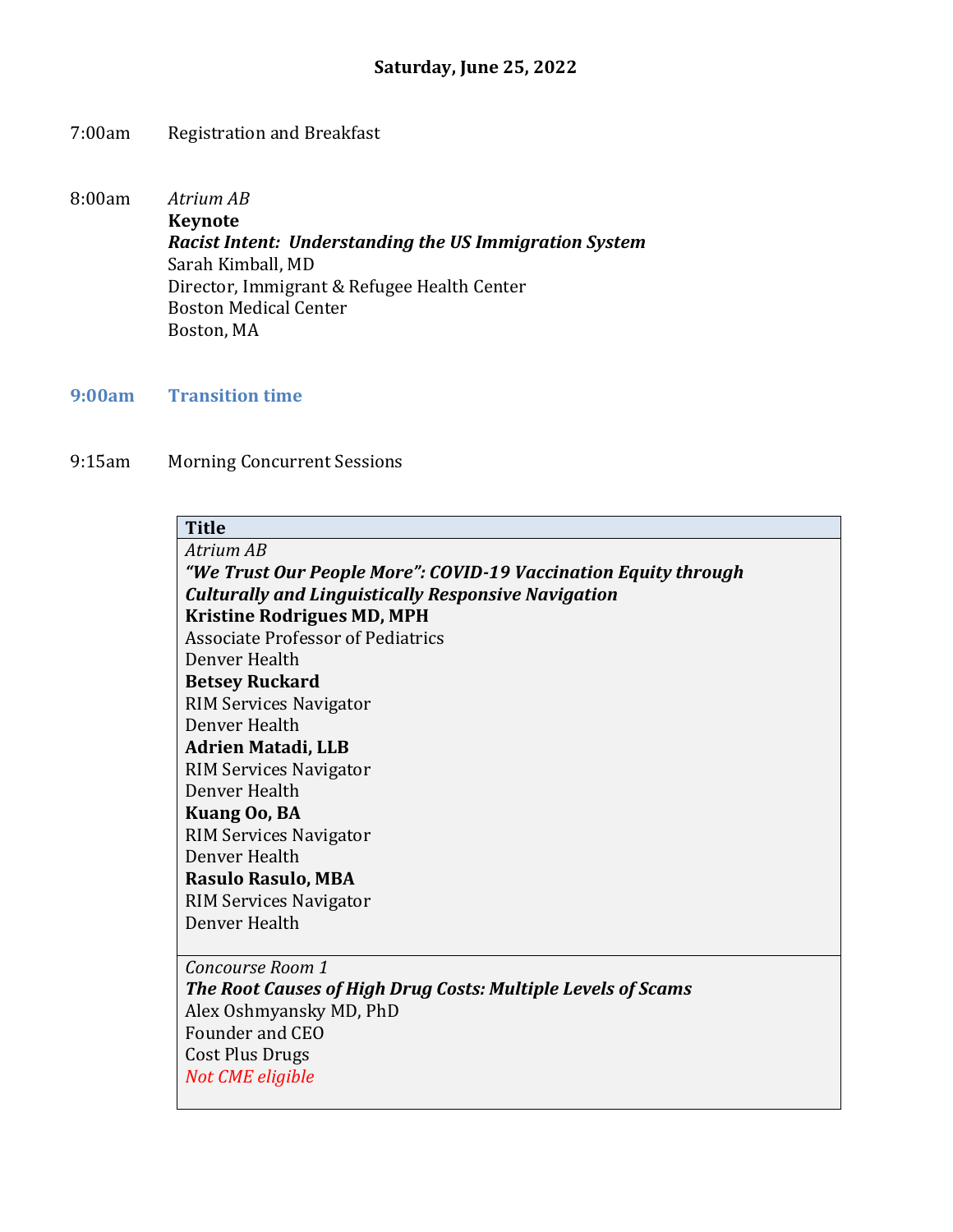## Saturday, June 25, 2022

7:00am Registration and Breakfast

8:00am *Atrium AB*
**Keynote**
***Racist Intent: Understanding the US Immigration System***
Sarah Kimball, MD
Director, Immigrant & Refugee Health Center
Boston Medical Center
Boston, MA

**9:00am Transition time**

9:15am Morning Concurrent Sessions

| **Title** |
|---|
| *Atrium AB*<br>***"We Trust Our People More": COVID-19 Vaccination Equity through Culturally and Linguistically Responsive Navigation***<br>**Kristine Rodrigues MD, MPH**<br>Associate Professor of Pediatrics<br>Denver Health<br>**Betsey Ruckard**<br>RIM Services Navigator<br>Denver Health<br>**Adrien Matadi, LLB**<br>RIM Services Navigator<br>Denver Health<br>**Kuang Oo, BA**<br>RIM Services Navigator<br>Denver Health<br>**Rasulo Rasulo, MBA**<br>RIM Services Navigator<br>Denver Health |
| *Concourse Room 1*<br>***The Root Causes of High Drug Costs: Multiple Levels of Scams***<br>Alex Oshmyansky MD, PhD<br>Founder and CEO<br>Cost Plus Drugs<br>*Not CME eligible* |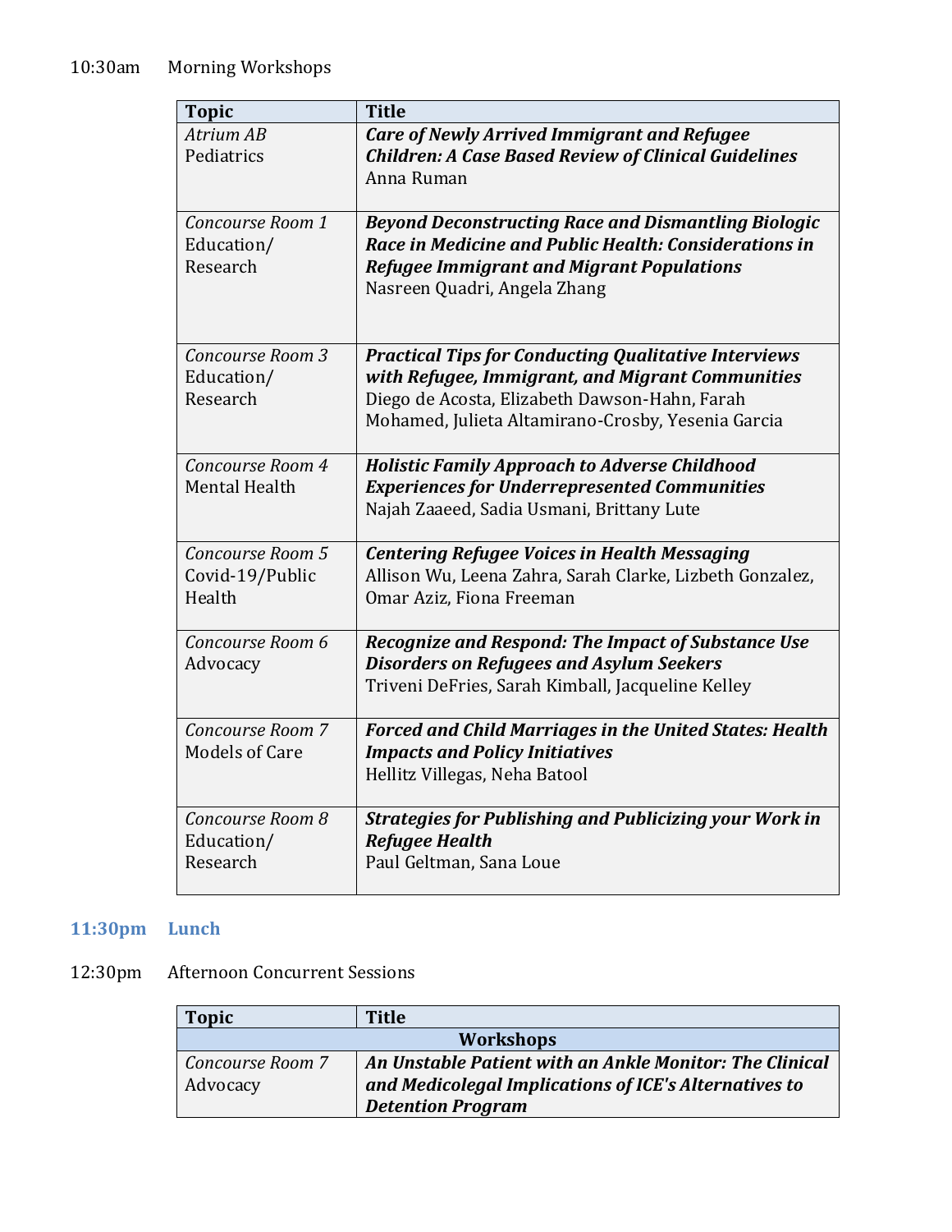10:30am Morning Workshops

| Topic | Title |
|---|---|
| *Atrium AB* Pediatrics | ***Care of Newly Arrived Immigrant and Refugee Children: A Case Based Review of Clinical Guidelines*** Anna Ruman |
| *Concourse Room 1* Education/ Research | ***Beyond Deconstructing Race and Dismantling Biologic Race in Medicine and Public Health: Considerations in Refugee Immigrant and Migrant Populations*** Nasreen Quadri, Angela Zhang |
| *Concourse Room 3* Education/ Research | ***Practical Tips for Conducting Qualitative Interviews with Refugee, Immigrant, and Migrant Communities*** Diego de Acosta, Elizabeth Dawson-Hahn, Farah Mohamed, Julieta Altamirano-Crosby, Yesenia Garcia |
| *Concourse Room 4* Mental Health | ***Holistic Family Approach to Adverse Childhood Experiences for Underrepresented Communities*** Najah Zaaeed, Sadia Usmani, Brittany Lute |
| *Concourse Room 5* Covid-19/Public Health | ***Centering Refugee Voices in Health Messaging*** Allison Wu, Leena Zahra, Sarah Clarke, Lizbeth Gonzalez, Omar Aziz, Fiona Freeman |
| *Concourse Room 6* Advocacy | ***Recognize and Respond: The Impact of Substance Use Disorders on Refugees and Asylum Seekers*** Triveni DeFries, Sarah Kimball, Jacqueline Kelley |
| *Concourse Room 7* Models of Care | ***Forced and Child Marriages in the United States: Health Impacts and Policy Initiatives*** Hellitz Villegas, Neha Batool |
| *Concourse Room 8* Education/ Research | ***Strategies for Publishing and Publicizing your Work in Refugee Health*** Paul Geltman, Sana Loue |

**11:30pm Lunch**

12:30pm Afternoon Concurrent Sessions

| Topic | Title |
|---|---|
| **Workshops** | |
| *Concourse Room 7* Advocacy | ***An Unstable Patient with an Ankle Monitor: The Clinical and Medicolegal Implications of ICE's Alternatives to Detention Program*** |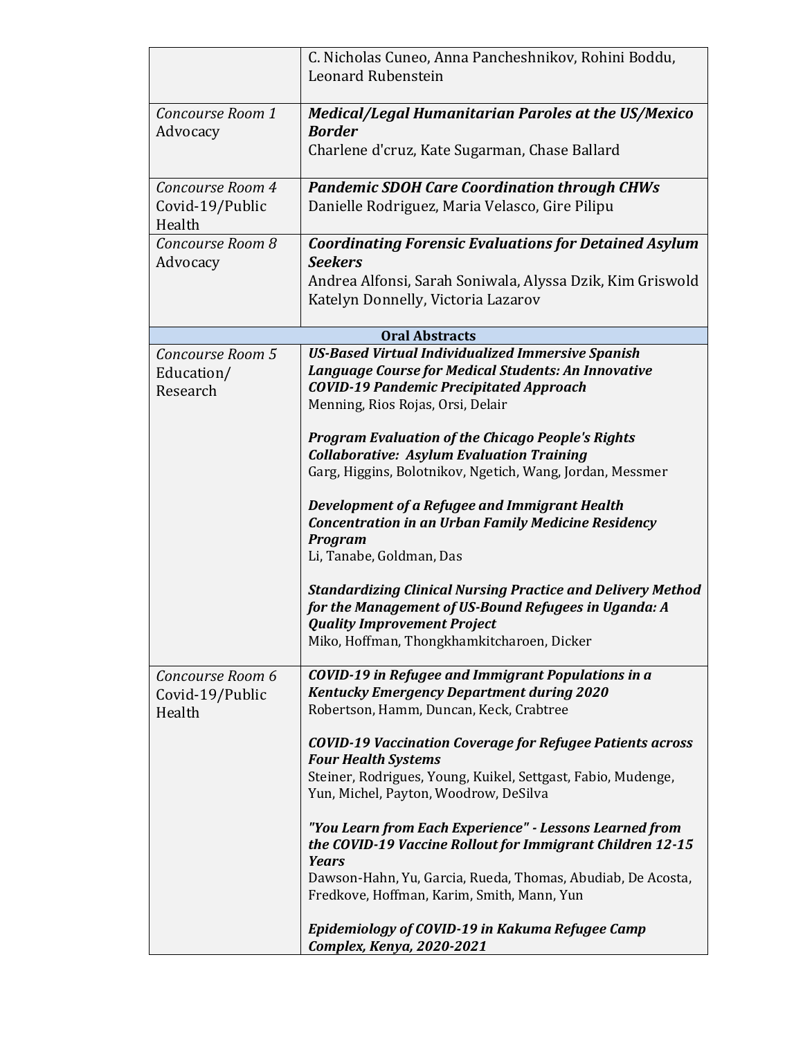| | |
|---|---|
| | C. Nicholas Cuneo, Anna Pancheshnikov, Rohini Boddu, Leonard Rubenstein |
| *Concourse Room 1* Advocacy | ***Medical/Legal Humanitarian Paroles at the US/Mexico Border*** Charlene d'cruz, Kate Sugarman, Chase Ballard |
| *Concourse Room 4* Covid-19/Public Health | ***Pandemic SDOH Care Coordination through CHWs*** Danielle Rodriguez, Maria Velasco, Gire Pilipu |
| *Concourse Room 8* Advocacy | ***Coordinating Forensic Evaluations for Detained Asylum Seekers*** Andrea Alfonsi, Sarah Soniwala, Alyssa Dzik, Kim Griswold Katelyn Donnelly, Victoria Lazarov |
| **Oral Abstracts** | |
| *Concourse Room 5* Education/ Research | ***US-Based Virtual Individualized Immersive Spanish Language Course for Medical Students: An Innovative COVID-19 Pandemic Precipitated Approach*** Menning, Rios Rojas, Orsi, Delair<br><br>***Program Evaluation of the Chicago People's Rights Collaborative: Asylum Evaluation Training*** Garg, Higgins, Bolotnikov, Ngetich, Wang, Jordan, Messmer<br><br>***Development of a Refugee and Immigrant Health Concentration in an Urban Family Medicine Residency Program*** Li, Tanabe, Goldman, Das<br><br>***Standardizing Clinical Nursing Practice and Delivery Method for the Management of US-Bound Refugees in Uganda: A Quality Improvement Project*** Miko, Hoffman, Thongkhamkitcharoen, Dicker |
| *Concourse Room 6* Covid-19/Public Health | ***COVID-19 in Refugee and Immigrant Populations in a Kentucky Emergency Department during 2020*** Robertson, Hamm, Duncan, Keck, Crabtree<br><br>***COVID-19 Vaccination Coverage for Refugee Patients across Four Health Systems*** Steiner, Rodrigues, Young, Kuikel, Settgast, Fabio, Mudenge, Yun, Michel, Payton, Woodrow, DeSilva<br><br>***"You Learn from Each Experience" - Lessons Learned from the COVID-19 Vaccine Rollout for Immigrant Children 12-15 Years*** Dawson-Hahn, Yu, Garcia, Rueda, Thomas, Abudiab, De Acosta, Fredkove, Hoffman, Karim, Smith, Mann, Yun<br><br>***Epidemiology of COVID-19 in Kakuma Refugee Camp Complex, Kenya, 2020-2021*** |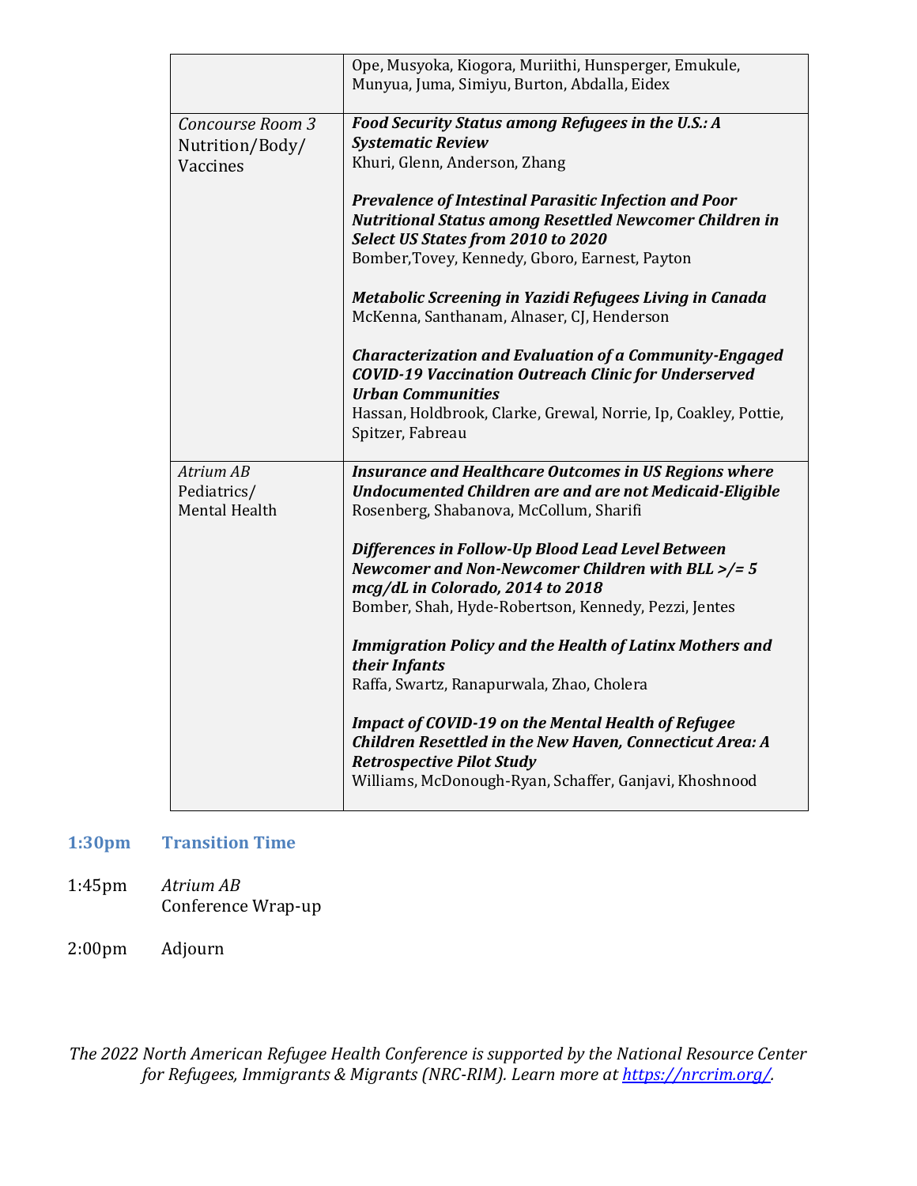| | |
|---|---|
| | Ope, Musyoka, Kiogora, Muriithi, Hunsperger, Emukule, Munyua, Juma, Simiyu, Burton, Abdalla, Eidex |
| *Concourse Room 3*<br>Nutrition/Body/<br>Vaccines | ***Food Security Status among Refugees in the U.S.: A Systematic Review***<br>Khuri, Glenn, Anderson, Zhang<br><br>***Prevalence of Intestinal Parasitic Infection and Poor Nutritional Status among Resettled Newcomer Children in Select US States from 2010 to 2020***<br>Bomber,Tovey, Kennedy, Gboro, Earnest, Payton<br><br>***Metabolic Screening in Yazidi Refugees Living in Canada***<br>McKenna, Santhanam, Alnaser, CJ, Henderson<br><br>***Characterization and Evaluation of a Community-Engaged COVID-19 Vaccination Outreach Clinic for Underserved Urban Communities***<br>Hassan, Holdbrook, Clarke, Grewal, Norrie, Ip, Coakley, Pottie, Spitzer, Fabreau |
| *Atrium AB*<br>Pediatrics/<br>Mental Health | ***Insurance and Healthcare Outcomes in US Regions where Undocumented Children are and are not Medicaid-Eligible***<br>Rosenberg, Shabanova, McCollum, Sharifi<br><br>***Differences in Follow-Up Blood Lead Level Between Newcomer and Non-Newcomer Children with BLL >/= 5 mcg/dL in Colorado, 2014 to 2018***<br>Bomber, Shah, Hyde-Robertson, Kennedy, Pezzi, Jentes<br><br>***Immigration Policy and the Health of Latinx Mothers and their Infants***<br>Raffa, Swartz, Ranapurwala, Zhao, Cholera<br><br>***Impact of COVID-19 on the Mental Health of Refugee Children Resettled in the New Haven, Connecticut Area: A Retrospective Pilot Study***<br>Williams, McDonough-Ryan, Schaffer, Ganjavi, Khoshnood |

**1:30pm Transition Time**

1:45pm *Atrium AB*
Conference Wrap-up

2:00pm Adjourn

*The 2022 North American Refugee Health Conference is supported by the National Resource Center for Refugees, Immigrants & Migrants (NRC-RIM). Learn more at [https://nrcrim.org/](https://nrcrim.org/).*